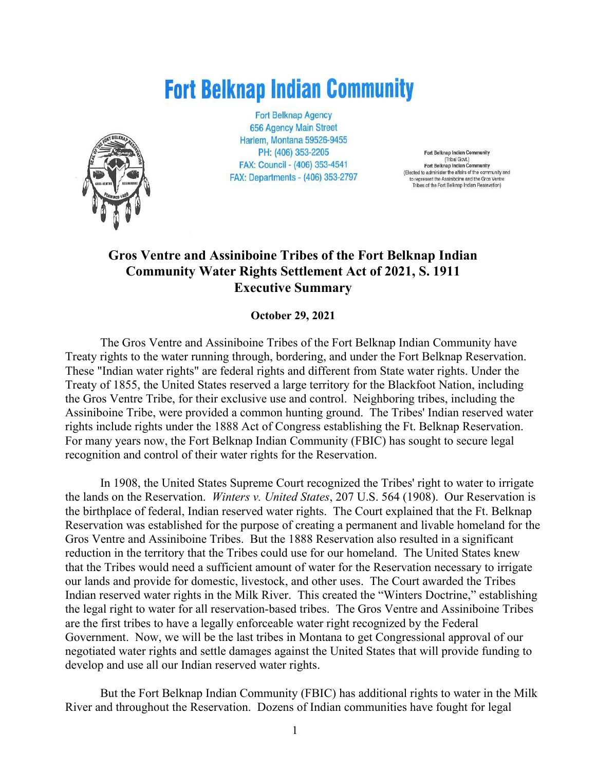# Fort Belknap Indian Community

Fort Belknap Agency
656 Agency Main Street
Harlem, Montana 59526-9455
PH: (406) 353-2205
FAX: Council - (406) 353-4541
FAX: Departments - (406) 353-2797

Fort Belknap Indian Community
(Tribal Govt.)
Fort Belknap Indian Community
(Elected to administer the affairs of the community and to represent the Assiniboine and the Gros Ventre Tribes of the Fort Belknap Indian Reservation)

## Gros Ventre and Assiniboine Tribes of the Fort Belknap Indian Community Water Rights Settlement Act of 2021, S. 1911 Executive Summary

**October 29, 2021**

The Gros Ventre and Assiniboine Tribes of the Fort Belknap Indian Community have Treaty rights to the water running through, bordering, and under the Fort Belknap Reservation. These "Indian water rights" are federal rights and different from State water rights. Under the Treaty of 1855, the United States reserved a large territory for the Blackfoot Nation, including the Gros Ventre Tribe, for their exclusive use and control. Neighboring tribes, including the Assiniboine Tribe, were provided a common hunting ground. The Tribes' Indian reserved water rights include rights under the 1888 Act of Congress establishing the Ft. Belknap Reservation. For many years now, the Fort Belknap Indian Community (FBIC) has sought to secure legal recognition and control of their water rights for the Reservation.

In 1908, the United States Supreme Court recognized the Tribes' right to water to irrigate the lands on the Reservation. *Winters v. United States*, 207 U.S. 564 (1908). Our Reservation is the birthplace of federal, Indian reserved water rights. The Court explained that the Ft. Belknap Reservation was established for the purpose of creating a permanent and livable homeland for the Gros Ventre and Assiniboine Tribes. But the 1888 Reservation also resulted in a significant reduction in the territory that the Tribes could use for our homeland. The United States knew that the Tribes would need a sufficient amount of water for the Reservation necessary to irrigate our lands and provide for domestic, livestock, and other uses. The Court awarded the Tribes Indian reserved water rights in the Milk River. This created the "Winters Doctrine," establishing the legal right to water for all reservation-based tribes. The Gros Ventre and Assiniboine Tribes are the first tribes to have a legally enforceable water right recognized by the Federal Government. Now, we will be the last tribes in Montana to get Congressional approval of our negotiated water rights and settle damages against the United States that will provide funding to develop and use all our Indian reserved water rights.

But the Fort Belknap Indian Community (FBIC) has additional rights to water in the Milk River and throughout the Reservation. Dozens of Indian communities have fought for legal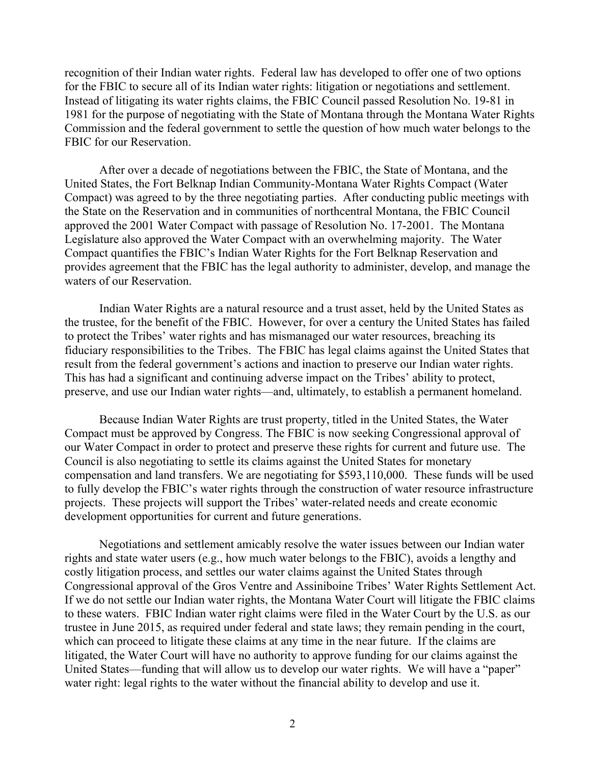recognition of their Indian water rights. Federal law has developed to offer one of two options for the FBIC to secure all of its Indian water rights: litigation or negotiations and settlement. Instead of litigating its water rights claims, the FBIC Council passed Resolution No. 19-81 in 1981 for the purpose of negotiating with the State of Montana through the Montana Water Rights Commission and the federal government to settle the question of how much water belongs to the FBIC for our Reservation.

After over a decade of negotiations between the FBIC, the State of Montana, and the United States, the Fort Belknap Indian Community-Montana Water Rights Compact (Water Compact) was agreed to by the three negotiating parties. After conducting public meetings with the State on the Reservation and in communities of northcentral Montana, the FBIC Council approved the 2001 Water Compact with passage of Resolution No. 17-2001. The Montana Legislature also approved the Water Compact with an overwhelming majority. The Water Compact quantifies the FBIC's Indian Water Rights for the Fort Belknap Reservation and provides agreement that the FBIC has the legal authority to administer, develop, and manage the waters of our Reservation.

Indian Water Rights are a natural resource and a trust asset, held by the United States as the trustee, for the benefit of the FBIC. However, for over a century the United States has failed to protect the Tribes' water rights and has mismanaged our water resources, breaching its fiduciary responsibilities to the Tribes. The FBIC has legal claims against the United States that result from the federal government's actions and inaction to preserve our Indian water rights. This has had a significant and continuing adverse impact on the Tribes' ability to protect, preserve, and use our Indian water rights—and, ultimately, to establish a permanent homeland.

Because Indian Water Rights are trust property, titled in the United States, the Water Compact must be approved by Congress. The FBIC is now seeking Congressional approval of our Water Compact in order to protect and preserve these rights for current and future use. The Council is also negotiating to settle its claims against the United States for monetary compensation and land transfers. We are negotiating for $593,110,000. These funds will be used to fully develop the FBIC's water rights through the construction of water resource infrastructure projects. These projects will support the Tribes' water-related needs and create economic development opportunities for current and future generations.

Negotiations and settlement amicably resolve the water issues between our Indian water rights and state water users (e.g., how much water belongs to the FBIC), avoids a lengthy and costly litigation process, and settles our water claims against the United States through Congressional approval of the Gros Ventre and Assiniboine Tribes' Water Rights Settlement Act. If we do not settle our Indian water rights, the Montana Water Court will litigate the FBIC claims to these waters. FBIC Indian water right claims were filed in the Water Court by the U.S. as our trustee in June 2015, as required under federal and state laws; they remain pending in the court, which can proceed to litigate these claims at any time in the near future. If the claims are litigated, the Water Court will have no authority to approve funding for our claims against the United States—funding that will allow us to develop our water rights. We will have a "paper" water right: legal rights to the water without the financial ability to develop and use it.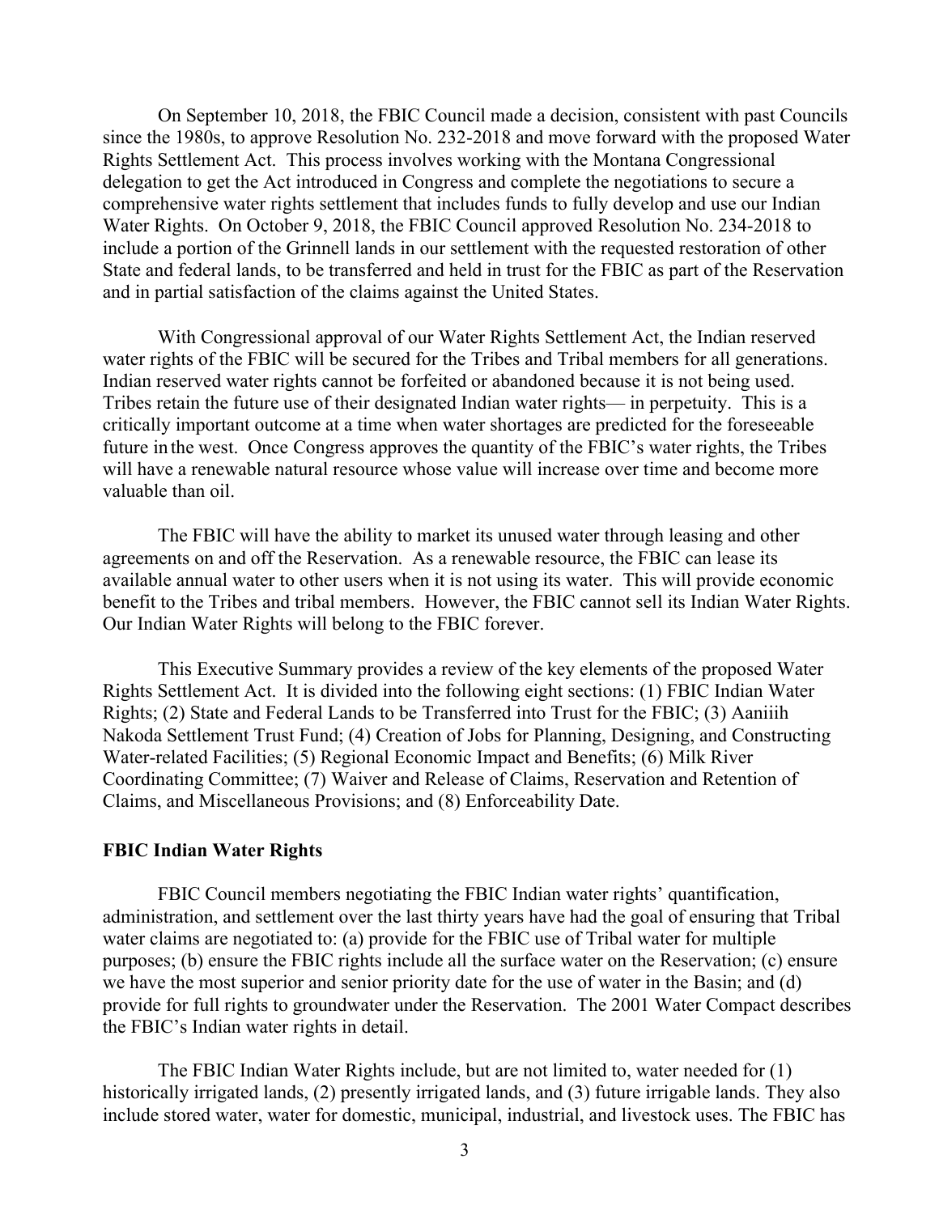On September 10, 2018, the FBIC Council made a decision, consistent with past Councils since the 1980s, to approve Resolution No. 232-2018 and move forward with the proposed Water Rights Settlement Act. This process involves working with the Montana Congressional delegation to get the Act introduced in Congress and complete the negotiations to secure a comprehensive water rights settlement that includes funds to fully develop and use our Indian Water Rights. On October 9, 2018, the FBIC Council approved Resolution No. 234-2018 to include a portion of the Grinnell lands in our settlement with the requested restoration of other State and federal lands, to be transferred and held in trust for the FBIC as part of the Reservation and in partial satisfaction of the claims against the United States.

With Congressional approval of our Water Rights Settlement Act, the Indian reserved water rights of the FBIC will be secured for the Tribes and Tribal members for all generations. Indian reserved water rights cannot be forfeited or abandoned because it is not being used. Tribes retain the future use of their designated Indian water rights— in perpetuity. This is a critically important outcome at a time when water shortages are predicted for the foreseeable future in the west. Once Congress approves the quantity of the FBIC's water rights, the Tribes will have a renewable natural resource whose value will increase over time and become more valuable than oil.

The FBIC will have the ability to market its unused water through leasing and other agreements on and off the Reservation. As a renewable resource, the FBIC can lease its available annual water to other users when it is not using its water. This will provide economic benefit to the Tribes and tribal members. However, the FBIC cannot sell its Indian Water Rights. Our Indian Water Rights will belong to the FBIC forever.

This Executive Summary provides a review of the key elements of the proposed Water Rights Settlement Act. It is divided into the following eight sections: (1) FBIC Indian Water Rights; (2) State and Federal Lands to be Transferred into Trust for the FBIC; (3) Aaniiih Nakoda Settlement Trust Fund; (4) Creation of Jobs for Planning, Designing, and Constructing Water-related Facilities; (5) Regional Economic Impact and Benefits; (6) Milk River Coordinating Committee; (7) Waiver and Release of Claims, Reservation and Retention of Claims, and Miscellaneous Provisions; and (8) Enforceability Date.

**FBIC Indian Water Rights**

FBIC Council members negotiating the FBIC Indian water rights' quantification, administration, and settlement over the last thirty years have had the goal of ensuring that Tribal water claims are negotiated to: (a) provide for the FBIC use of Tribal water for multiple purposes; (b) ensure the FBIC rights include all the surface water on the Reservation; (c) ensure we have the most superior and senior priority date for the use of water in the Basin; and (d) provide for full rights to groundwater under the Reservation. The 2001 Water Compact describes the FBIC's Indian water rights in detail.

The FBIC Indian Water Rights include, but are not limited to, water needed for (1) historically irrigated lands, (2) presently irrigated lands, and (3) future irrigable lands. They also include stored water, water for domestic, municipal, industrial, and livestock uses. The FBIC has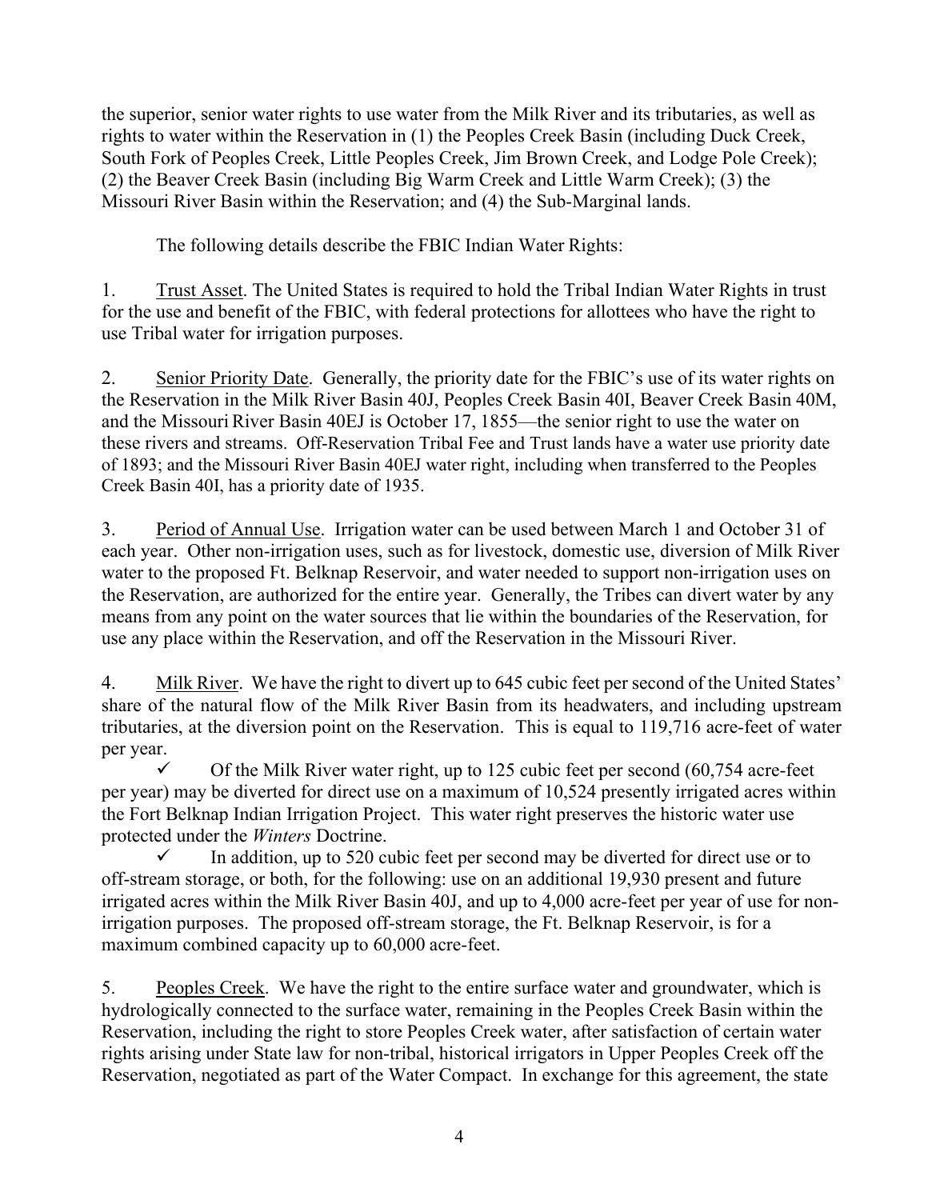the superior, senior water rights to use water from the Milk River and its tributaries, as well as rights to water within the Reservation in (1) the Peoples Creek Basin (including Duck Creek, South Fork of Peoples Creek, Little Peoples Creek, Jim Brown Creek, and Lodge Pole Creek); (2) the Beaver Creek Basin (including Big Warm Creek and Little Warm Creek); (3) the Missouri River Basin within the Reservation; and (4) the Sub-Marginal lands.

The following details describe the FBIC Indian Water Rights:

1. Trust Asset. The United States is required to hold the Tribal Indian Water Rights in trust for the use and benefit of the FBIC, with federal protections for allottees who have the right to use Tribal water for irrigation purposes.

2. Senior Priority Date. Generally, the priority date for the FBIC's use of its water rights on the Reservation in the Milk River Basin 40J, Peoples Creek Basin 40I, Beaver Creek Basin 40M, and the Missouri River Basin 40EJ is October 17, 1855—the senior right to use the water on these rivers and streams. Off-Reservation Tribal Fee and Trust lands have a water use priority date of 1893; and the Missouri River Basin 40EJ water right, including when transferred to the Peoples Creek Basin 40I, has a priority date of 1935.

3. Period of Annual Use. Irrigation water can be used between March 1 and October 31 of each year. Other non-irrigation uses, such as for livestock, domestic use, diversion of Milk River water to the proposed Ft. Belknap Reservoir, and water needed to support non-irrigation uses on the Reservation, are authorized for the entire year. Generally, the Tribes can divert water by any means from any point on the water sources that lie within the boundaries of the Reservation, for use any place within the Reservation, and off the Reservation in the Missouri River.

4. Milk River. We have the right to divert up to 645 cubic feet per second of the United States' share of the natural flow of the Milk River Basin from its headwaters, and including upstream tributaries, at the diversion point on the Reservation. This is equal to 119,716 acre-feet of water per year.

   - ✓ Of the Milk River water right, up to 125 cubic feet per second (60,754 acre-feet per year) may be diverted for direct use on a maximum of 10,524 presently irrigated acres within the Fort Belknap Indian Irrigation Project. This water right preserves the historic water use protected under the *Winters* Doctrine.
   - ✓ In addition, up to 520 cubic feet per second may be diverted for direct use or to off-stream storage, or both, for the following: use on an additional 19,930 present and future irrigated acres within the Milk River Basin 40J, and up to 4,000 acre-feet per year of use for non-irrigation purposes. The proposed off-stream storage, the Ft. Belknap Reservoir, is for a maximum combined capacity up to 60,000 acre-feet.

5. Peoples Creek. We have the right to the entire surface water and groundwater, which is hydrologically connected to the surface water, remaining in the Peoples Creek Basin within the Reservation, including the right to store Peoples Creek water, after satisfaction of certain water rights arising under State law for non-tribal, historical irrigators in Upper Peoples Creek off the Reservation, negotiated as part of the Water Compact. In exchange for this agreement, the state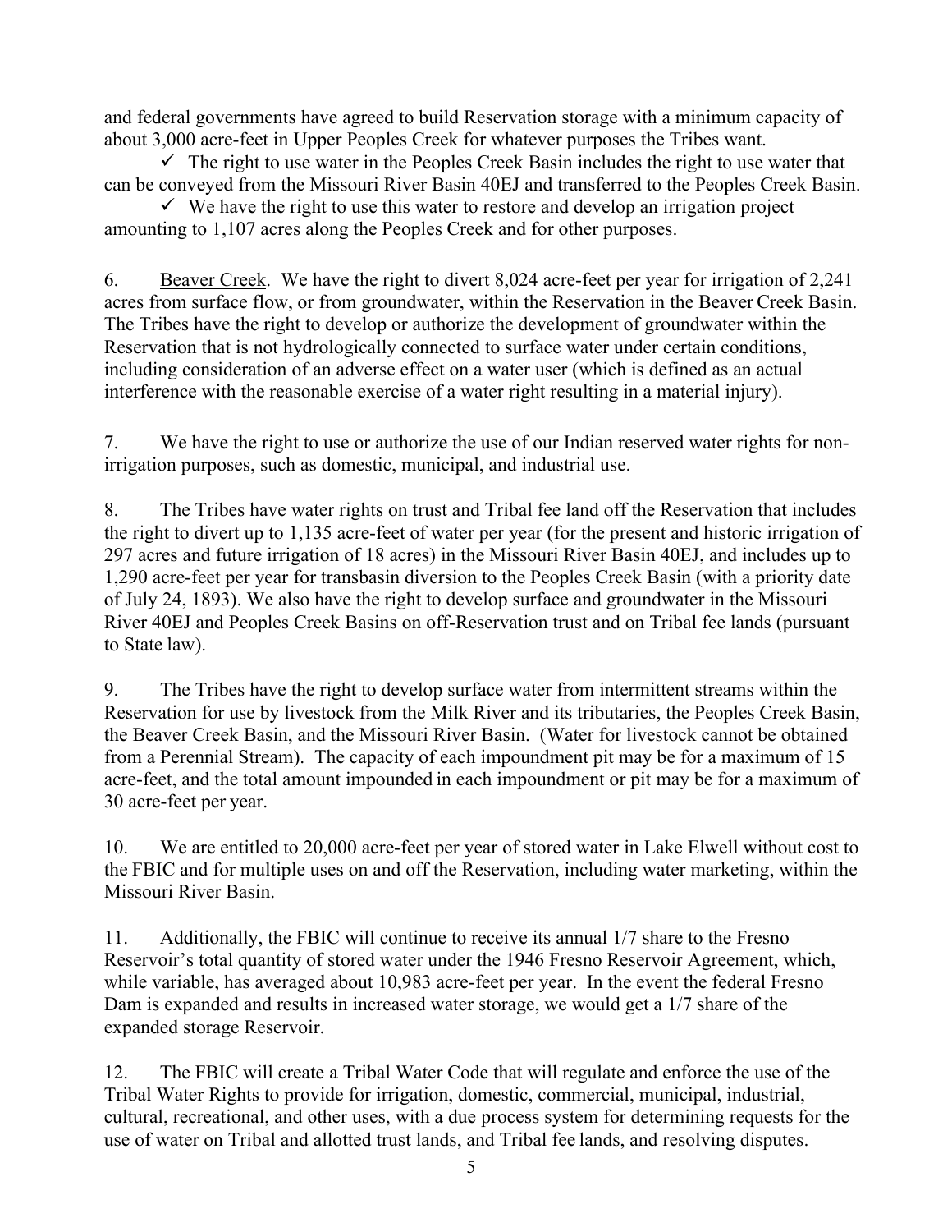and federal governments have agreed to build Reservation storage with a minimum capacity of about 3,000 acre-feet in Upper Peoples Creek for whatever purposes the Tribes want.

✓ The right to use water in the Peoples Creek Basin includes the right to use water that can be conveyed from the Missouri River Basin 40EJ and transferred to the Peoples Creek Basin.

✓ We have the right to use this water to restore and develop an irrigation project amounting to 1,107 acres along the Peoples Creek and for other purposes.

6. Beaver Creek. We have the right to divert 8,024 acre-feet per year for irrigation of 2,241 acres from surface flow, or from groundwater, within the Reservation in the Beaver Creek Basin. The Tribes have the right to develop or authorize the development of groundwater within the Reservation that is not hydrologically connected to surface water under certain conditions, including consideration of an adverse effect on a water user (which is defined as an actual interference with the reasonable exercise of a water right resulting in a material injury).

7. We have the right to use or authorize the use of our Indian reserved water rights for non-irrigation purposes, such as domestic, municipal, and industrial use.

8. The Tribes have water rights on trust and Tribal fee land off the Reservation that includes the right to divert up to 1,135 acre-feet of water per year (for the present and historic irrigation of 297 acres and future irrigation of 18 acres) in the Missouri River Basin 40EJ, and includes up to 1,290 acre-feet per year for transbasin diversion to the Peoples Creek Basin (with a priority date of July 24, 1893). We also have the right to develop surface and groundwater in the Missouri River 40EJ and Peoples Creek Basins on off-Reservation trust and on Tribal fee lands (pursuant to State law).

9. The Tribes have the right to develop surface water from intermittent streams within the Reservation for use by livestock from the Milk River and its tributaries, the Peoples Creek Basin, the Beaver Creek Basin, and the Missouri River Basin. (Water for livestock cannot be obtained from a Perennial Stream). The capacity of each impoundment pit may be for a maximum of 15 acre-feet, and the total amount impounded in each impoundment or pit may be for a maximum of 30 acre-feet per year.

10. We are entitled to 20,000 acre-feet per year of stored water in Lake Elwell without cost to the FBIC and for multiple uses on and off the Reservation, including water marketing, within the Missouri River Basin.

11. Additionally, the FBIC will continue to receive its annual 1/7 share to the Fresno Reservoir's total quantity of stored water under the 1946 Fresno Reservoir Agreement, which, while variable, has averaged about 10,983 acre-feet per year. In the event the federal Fresno Dam is expanded and results in increased water storage, we would get a 1/7 share of the expanded storage Reservoir.

12. The FBIC will create a Tribal Water Code that will regulate and enforce the use of the Tribal Water Rights to provide for irrigation, domestic, commercial, municipal, industrial, cultural, recreational, and other uses, with a due process system for determining requests for the use of water on Tribal and allotted trust lands, and Tribal fee lands, and resolving disputes.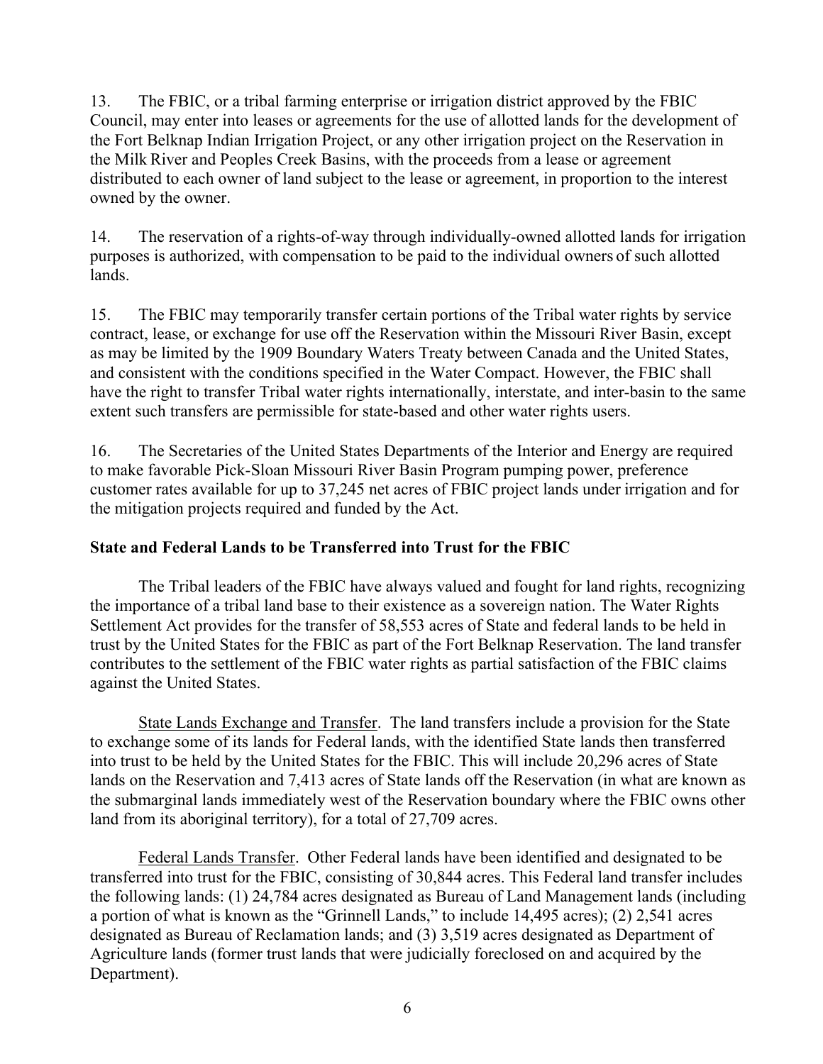13. The FBIC, or a tribal farming enterprise or irrigation district approved by the FBIC Council, may enter into leases or agreements for the use of allotted lands for the development of the Fort Belknap Indian Irrigation Project, or any other irrigation project on the Reservation in the Milk River and Peoples Creek Basins, with the proceeds from a lease or agreement distributed to each owner of land subject to the lease or agreement, in proportion to the interest owned by the owner.

14. The reservation of a rights-of-way through individually-owned allotted lands for irrigation purposes is authorized, with compensation to be paid to the individual owners of such allotted lands.

15. The FBIC may temporarily transfer certain portions of the Tribal water rights by service contract, lease, or exchange for use off the Reservation within the Missouri River Basin, except as may be limited by the 1909 Boundary Waters Treaty between Canada and the United States, and consistent with the conditions specified in the Water Compact. However, the FBIC shall have the right to transfer Tribal water rights internationally, interstate, and inter-basin to the same extent such transfers are permissible for state-based and other water rights users.

16. The Secretaries of the United States Departments of the Interior and Energy are required to make favorable Pick-Sloan Missouri River Basin Program pumping power, preference customer rates available for up to 37,245 net acres of FBIC project lands under irrigation and for the mitigation projects required and funded by the Act.

**State and Federal Lands to be Transferred into Trust for the FBIC**

The Tribal leaders of the FBIC have always valued and fought for land rights, recognizing the importance of a tribal land base to their existence as a sovereign nation. The Water Rights Settlement Act provides for the transfer of 58,553 acres of State and federal lands to be held in trust by the United States for the FBIC as part of the Fort Belknap Reservation. The land transfer contributes to the settlement of the FBIC water rights as partial satisfaction of the FBIC claims against the United States.

State Lands Exchange and Transfer. The land transfers include a provision for the State to exchange some of its lands for Federal lands, with the identified State lands then transferred into trust to be held by the United States for the FBIC. This will include 20,296 acres of State lands on the Reservation and 7,413 acres of State lands off the Reservation (in what are known as the submarginal lands immediately west of the Reservation boundary where the FBIC owns other land from its aboriginal territory), for a total of 27,709 acres.

Federal Lands Transfer. Other Federal lands have been identified and designated to be transferred into trust for the FBIC, consisting of 30,844 acres. This Federal land transfer includes the following lands: (1) 24,784 acres designated as Bureau of Land Management lands (including a portion of what is known as the "Grinnell Lands," to include 14,495 acres); (2) 2,541 acres designated as Bureau of Reclamation lands; and (3) 3,519 acres designated as Department of Agriculture lands (former trust lands that were judicially foreclosed on and acquired by the Department).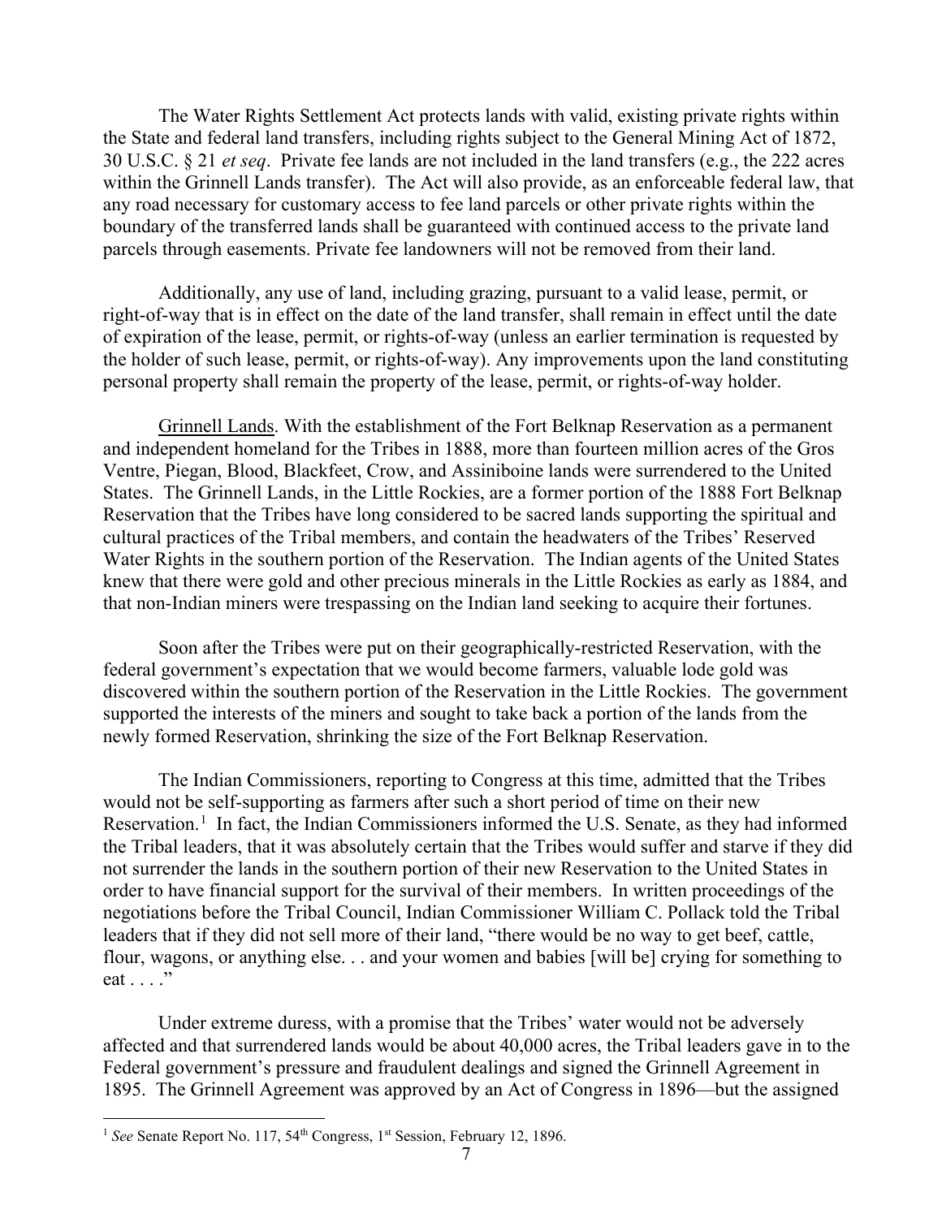The Water Rights Settlement Act protects lands with valid, existing private rights within the State and federal land transfers, including rights subject to the General Mining Act of 1872, 30 U.S.C. § 21 *et seq*. Private fee lands are not included in the land transfers (e.g., the 222 acres within the Grinnell Lands transfer). The Act will also provide, as an enforceable federal law, that any road necessary for customary access to fee land parcels or other private rights within the boundary of the transferred lands shall be guaranteed with continued access to the private land parcels through easements. Private fee landowners will not be removed from their land.

Additionally, any use of land, including grazing, pursuant to a valid lease, permit, or right-of-way that is in effect on the date of the land transfer, shall remain in effect until the date of expiration of the lease, permit, or rights-of-way (unless an earlier termination is requested by the holder of such lease, permit, or rights-of-way). Any improvements upon the land constituting personal property shall remain the property of the lease, permit, or rights-of-way holder.

<u>Grinnell Lands</u>. With the establishment of the Fort Belknap Reservation as a permanent and independent homeland for the Tribes in 1888, more than fourteen million acres of the Gros Ventre, Piegan, Blood, Blackfeet, Crow, and Assiniboine lands were surrendered to the United States. The Grinnell Lands, in the Little Rockies, are a former portion of the 1888 Fort Belknap Reservation that the Tribes have long considered to be sacred lands supporting the spiritual and cultural practices of the Tribal members, and contain the headwaters of the Tribes' Reserved Water Rights in the southern portion of the Reservation. The Indian agents of the United States knew that there were gold and other precious minerals in the Little Rockies as early as 1884, and that non-Indian miners were trespassing on the Indian land seeking to acquire their fortunes.

Soon after the Tribes were put on their geographically-restricted Reservation, with the federal government's expectation that we would become farmers, valuable lode gold was discovered within the southern portion of the Reservation in the Little Rockies. The government supported the interests of the miners and sought to take back a portion of the lands from the newly formed Reservation, shrinking the size of the Fort Belknap Reservation.

The Indian Commissioners, reporting to Congress at this time, admitted that the Tribes would not be self-supporting as farmers after such a short period of time on their new Reservation.[1] In fact, the Indian Commissioners informed the U.S. Senate, as they had informed the Tribal leaders, that it was absolutely certain that the Tribes would suffer and starve if they did not surrender the lands in the southern portion of their new Reservation to the United States in order to have financial support for the survival of their members. In written proceedings of the negotiations before the Tribal Council, Indian Commissioner William C. Pollack told the Tribal leaders that if they did not sell more of their land, "there would be no way to get beef, cattle, flour, wagons, or anything else. . . and your women and babies [will be] crying for something to eat . . . ."

Under extreme duress, with a promise that the Tribes' water would not be adversely affected and that surrendered lands would be about 40,000 acres, the Tribal leaders gave in to the Federal government's pressure and fraudulent dealings and signed the Grinnell Agreement in 1895. The Grinnell Agreement was approved by an Act of Congress in 1896—but the assigned

---

[1] *See* Senate Report No. 117, 54th Congress, 1st Session, February 12, 1896.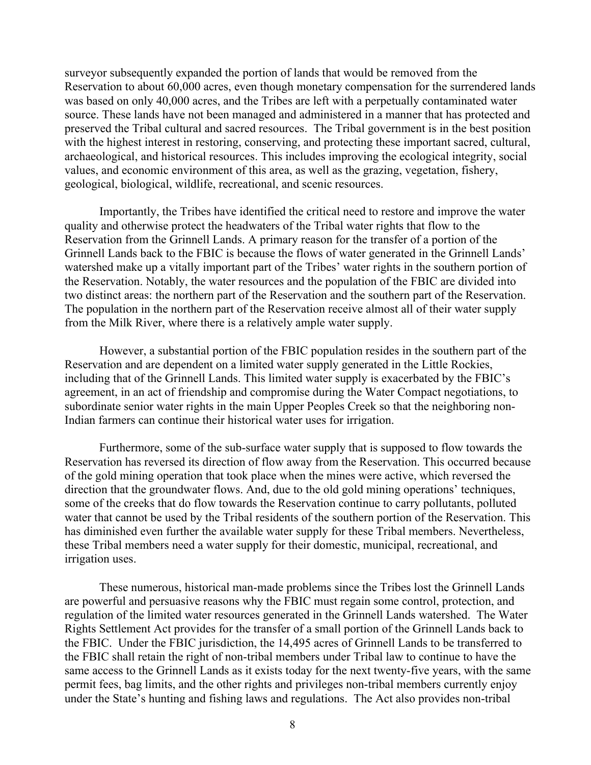surveyor subsequently expanded the portion of lands that would be removed from the Reservation to about 60,000 acres, even though monetary compensation for the surrendered lands was based on only 40,000 acres, and the Tribes are left with a perpetually contaminated water source. These lands have not been managed and administered in a manner that has protected and preserved the Tribal cultural and sacred resources. The Tribal government is in the best position with the highest interest in restoring, conserving, and protecting these important sacred, cultural, archaeological, and historical resources. This includes improving the ecological integrity, social values, and economic environment of this area, as well as the grazing, vegetation, fishery, geological, biological, wildlife, recreational, and scenic resources.

Importantly, the Tribes have identified the critical need to restore and improve the water quality and otherwise protect the headwaters of the Tribal water rights that flow to the Reservation from the Grinnell Lands. A primary reason for the transfer of a portion of the Grinnell Lands back to the FBIC is because the flows of water generated in the Grinnell Lands' watershed make up a vitally important part of the Tribes' water rights in the southern portion of the Reservation. Notably, the water resources and the population of the FBIC are divided into two distinct areas: the northern part of the Reservation and the southern part of the Reservation. The population in the northern part of the Reservation receive almost all of their water supply from the Milk River, where there is a relatively ample water supply.

However, a substantial portion of the FBIC population resides in the southern part of the Reservation and are dependent on a limited water supply generated in the Little Rockies, including that of the Grinnell Lands. This limited water supply is exacerbated by the FBIC's agreement, in an act of friendship and compromise during the Water Compact negotiations, to subordinate senior water rights in the main Upper Peoples Creek so that the neighboring non-Indian farmers can continue their historical water uses for irrigation.

Furthermore, some of the sub-surface water supply that is supposed to flow towards the Reservation has reversed its direction of flow away from the Reservation. This occurred because of the gold mining operation that took place when the mines were active, which reversed the direction that the groundwater flows. And, due to the old gold mining operations' techniques, some of the creeks that do flow towards the Reservation continue to carry pollutants, polluted water that cannot be used by the Tribal residents of the southern portion of the Reservation. This has diminished even further the available water supply for these Tribal members. Nevertheless, these Tribal members need a water supply for their domestic, municipal, recreational, and irrigation uses.

These numerous, historical man-made problems since the Tribes lost the Grinnell Lands are powerful and persuasive reasons why the FBIC must regain some control, protection, and regulation of the limited water resources generated in the Grinnell Lands watershed. The Water Rights Settlement Act provides for the transfer of a small portion of the Grinnell Lands back to the FBIC. Under the FBIC jurisdiction, the 14,495 acres of Grinnell Lands to be transferred to the FBIC shall retain the right of non-tribal members under Tribal law to continue to have the same access to the Grinnell Lands as it exists today for the next twenty-five years, with the same permit fees, bag limits, and the other rights and privileges non-tribal members currently enjoy under the State's hunting and fishing laws and regulations. The Act also provides non-tribal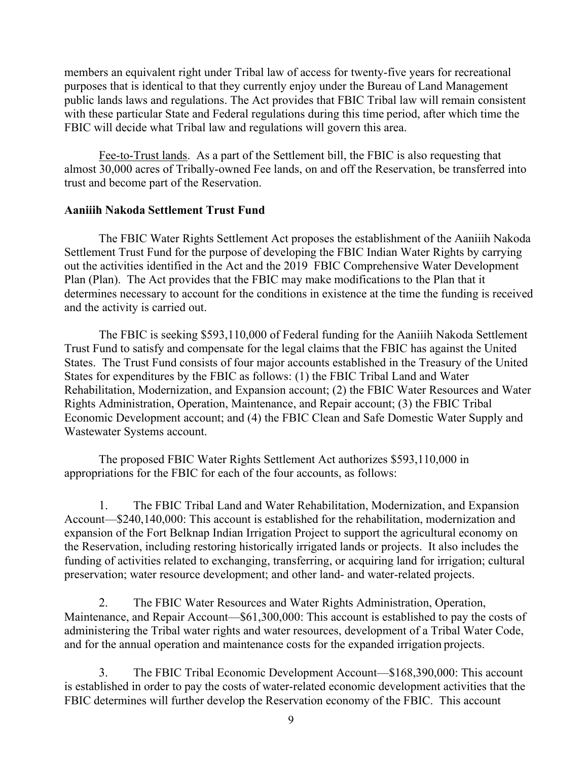members an equivalent right under Tribal law of access for twenty-five years for recreational purposes that is identical to that they currently enjoy under the Bureau of Land Management public lands laws and regulations. The Act provides that FBIC Tribal law will remain consistent with these particular State and Federal regulations during this time period, after which time the FBIC will decide what Tribal law and regulations will govern this area.

Fee-to-Trust lands. As a part of the Settlement bill, the FBIC is also requesting that almost 30,000 acres of Tribally-owned Fee lands, on and off the Reservation, be transferred into trust and become part of the Reservation.

**Aaniiih Nakoda Settlement Trust Fund**

The FBIC Water Rights Settlement Act proposes the establishment of the Aaniiih Nakoda Settlement Trust Fund for the purpose of developing the FBIC Indian Water Rights by carrying out the activities identified in the Act and the 2019 FBIC Comprehensive Water Development Plan (Plan). The Act provides that the FBIC may make modifications to the Plan that it determines necessary to account for the conditions in existence at the time the funding is received and the activity is carried out.

The FBIC is seeking $593,110,000 of Federal funding for the Aaniiih Nakoda Settlement Trust Fund to satisfy and compensate for the legal claims that the FBIC has against the United States. The Trust Fund consists of four major accounts established in the Treasury of the United States for expenditures by the FBIC as follows: (1) the FBIC Tribal Land and Water Rehabilitation, Modernization, and Expansion account; (2) the FBIC Water Resources and Water Rights Administration, Operation, Maintenance, and Repair account; (3) the FBIC Tribal Economic Development account; and (4) the FBIC Clean and Safe Domestic Water Supply and Wastewater Systems account.

The proposed FBIC Water Rights Settlement Act authorizes $593,110,000 in appropriations for the FBIC for each of the four accounts, as follows:

1. The FBIC Tribal Land and Water Rehabilitation, Modernization, and Expansion Account—$240,140,000: This account is established for the rehabilitation, modernization and expansion of the Fort Belknap Indian Irrigation Project to support the agricultural economy on the Reservation, including restoring historically irrigated lands or projects. It also includes the funding of activities related to exchanging, transferring, or acquiring land for irrigation; cultural preservation; water resource development; and other land- and water-related projects.

2. The FBIC Water Resources and Water Rights Administration, Operation, Maintenance, and Repair Account—$61,300,000: This account is established to pay the costs of administering the Tribal water rights and water resources, development of a Tribal Water Code, and for the annual operation and maintenance costs for the expanded irrigation projects.

3. The FBIC Tribal Economic Development Account—$168,390,000: This account is established in order to pay the costs of water-related economic development activities that the FBIC determines will further develop the Reservation economy of the FBIC. This account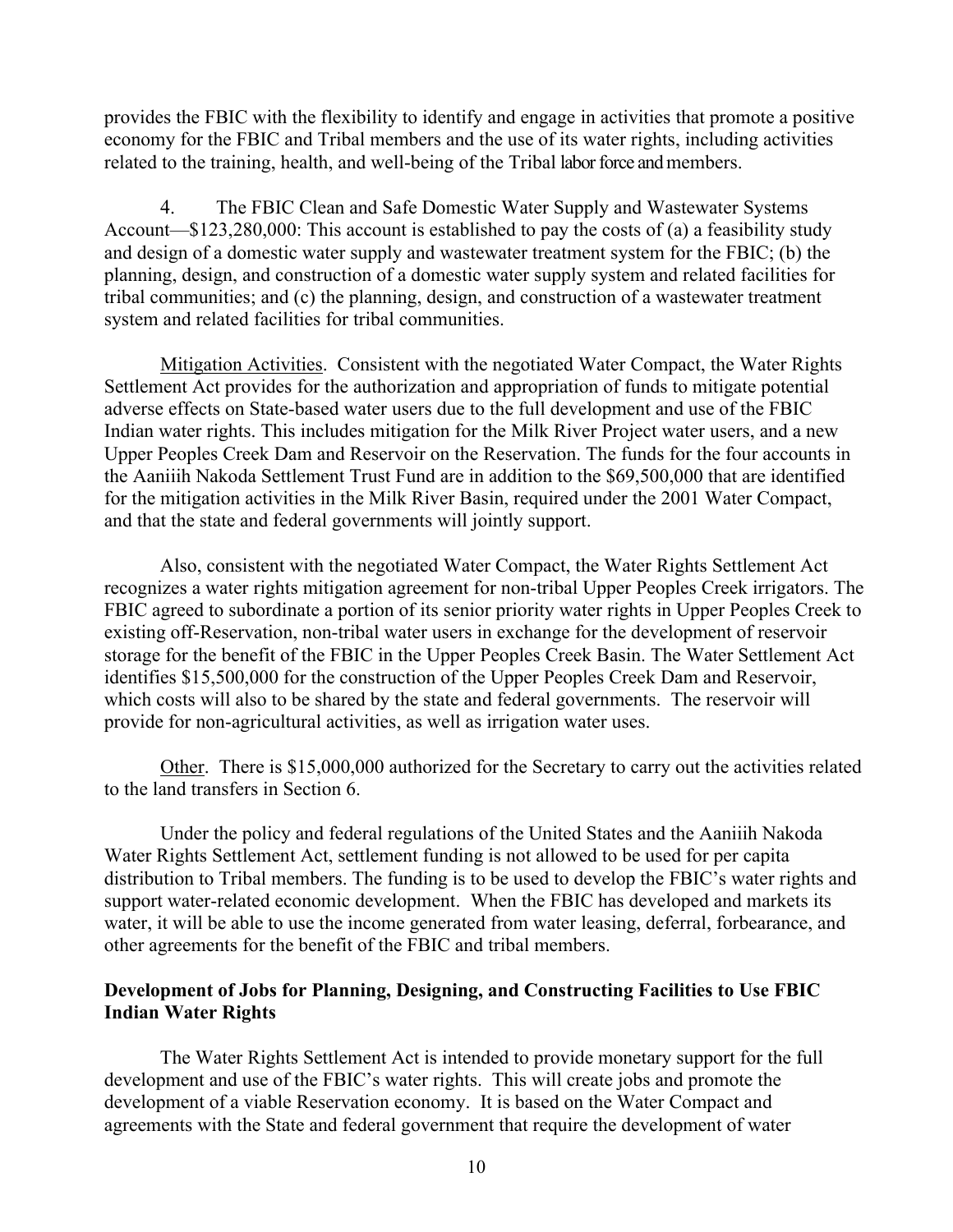provides the FBIC with the flexibility to identify and engage in activities that promote a positive economy for the FBIC and Tribal members and the use of its water rights, including activities related to the training, health, and well-being of the Tribal labor force and members.

4. The FBIC Clean and Safe Domestic Water Supply and Wastewater Systems Account—$123,280,000: This account is established to pay the costs of (a) a feasibility study and design of a domestic water supply and wastewater treatment system for the FBIC; (b) the planning, design, and construction of a domestic water supply system and related facilities for tribal communities; and (c) the planning, design, and construction of a wastewater treatment system and related facilities for tribal communities.

Mitigation Activities. Consistent with the negotiated Water Compact, the Water Rights Settlement Act provides for the authorization and appropriation of funds to mitigate potential adverse effects on State-based water users due to the full development and use of the FBIC Indian water rights. This includes mitigation for the Milk River Project water users, and a new Upper Peoples Creek Dam and Reservoir on the Reservation. The funds for the four accounts in the Aaniiih Nakoda Settlement Trust Fund are in addition to the $69,500,000 that are identified for the mitigation activities in the Milk River Basin, required under the 2001 Water Compact, and that the state and federal governments will jointly support.

Also, consistent with the negotiated Water Compact, the Water Rights Settlement Act recognizes a water rights mitigation agreement for non-tribal Upper Peoples Creek irrigators. The FBIC agreed to subordinate a portion of its senior priority water rights in Upper Peoples Creek to existing off-Reservation, non-tribal water users in exchange for the development of reservoir storage for the benefit of the FBIC in the Upper Peoples Creek Basin. The Water Settlement Act identifies $15,500,000 for the construction of the Upper Peoples Creek Dam and Reservoir, which costs will also to be shared by the state and federal governments. The reservoir will provide for non-agricultural activities, as well as irrigation water uses.

Other. There is $15,000,000 authorized for the Secretary to carry out the activities related to the land transfers in Section 6.

Under the policy and federal regulations of the United States and the Aaniiih Nakoda Water Rights Settlement Act, settlement funding is not allowed to be used for per capita distribution to Tribal members. The funding is to be used to develop the FBIC's water rights and support water-related economic development. When the FBIC has developed and markets its water, it will be able to use the income generated from water leasing, deferral, forbearance, and other agreements for the benefit of the FBIC and tribal members.

**Development of Jobs for Planning, Designing, and Constructing Facilities to Use FBIC Indian Water Rights**

The Water Rights Settlement Act is intended to provide monetary support for the full development and use of the FBIC's water rights. This will create jobs and promote the development of a viable Reservation economy. It is based on the Water Compact and agreements with the State and federal government that require the development of water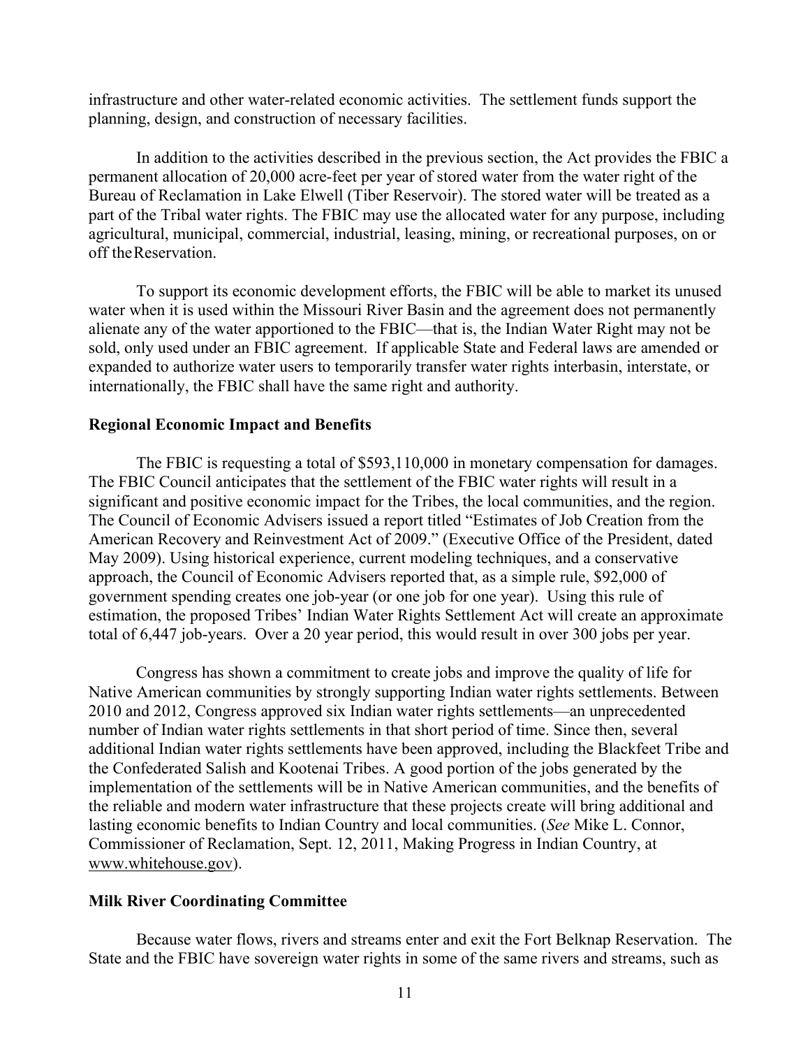infrastructure and other water-related economic activities. The settlement funds support the planning, design, and construction of necessary facilities.

In addition to the activities described in the previous section, the Act provides the FBIC a permanent allocation of 20,000 acre-feet per year of stored water from the water right of the Bureau of Reclamation in Lake Elwell (Tiber Reservoir). The stored water will be treated as a part of the Tribal water rights. The FBIC may use the allocated water for any purpose, including agricultural, municipal, commercial, industrial, leasing, mining, or recreational purposes, on or off the Reservation.

To support its economic development efforts, the FBIC will be able to market its unused water when it is used within the Missouri River Basin and the agreement does not permanently alienate any of the water apportioned to the FBIC—that is, the Indian Water Right may not be sold, only used under an FBIC agreement. If applicable State and Federal laws are amended or expanded to authorize water users to temporarily transfer water rights interbasin, interstate, or internationally, the FBIC shall have the same right and authority.

**Regional Economic Impact and Benefits**

The FBIC is requesting a total of $593,110,000 in monetary compensation for damages. The FBIC Council anticipates that the settlement of the FBIC water rights will result in a significant and positive economic impact for the Tribes, the local communities, and the region. The Council of Economic Advisers issued a report titled "Estimates of Job Creation from the American Recovery and Reinvestment Act of 2009." (Executive Office of the President, dated May 2009). Using historical experience, current modeling techniques, and a conservative approach, the Council of Economic Advisers reported that, as a simple rule, $92,000 of government spending creates one job-year (or one job for one year). Using this rule of estimation, the proposed Tribes' Indian Water Rights Settlement Act will create an approximate total of 6,447 job-years. Over a 20 year period, this would result in over 300 jobs per year.

Congress has shown a commitment to create jobs and improve the quality of life for Native American communities by strongly supporting Indian water rights settlements. Between 2010 and 2012, Congress approved six Indian water rights settlements—an unprecedented number of Indian water rights settlements in that short period of time. Since then, several additional Indian water rights settlements have been approved, including the Blackfeet Tribe and the Confederated Salish and Kootenai Tribes. A good portion of the jobs generated by the implementation of the settlements will be in Native American communities, and the benefits of the reliable and modern water infrastructure that these projects create will bring additional and lasting economic benefits to Indian Country and local communities. (*See* Mike L. Connor, Commissioner of Reclamation, Sept. 12, 2011, Making Progress in Indian Country, at www.whitehouse.gov).

**Milk River Coordinating Committee**

Because water flows, rivers and streams enter and exit the Fort Belknap Reservation. The State and the FBIC have sovereign water rights in some of the same rivers and streams, such as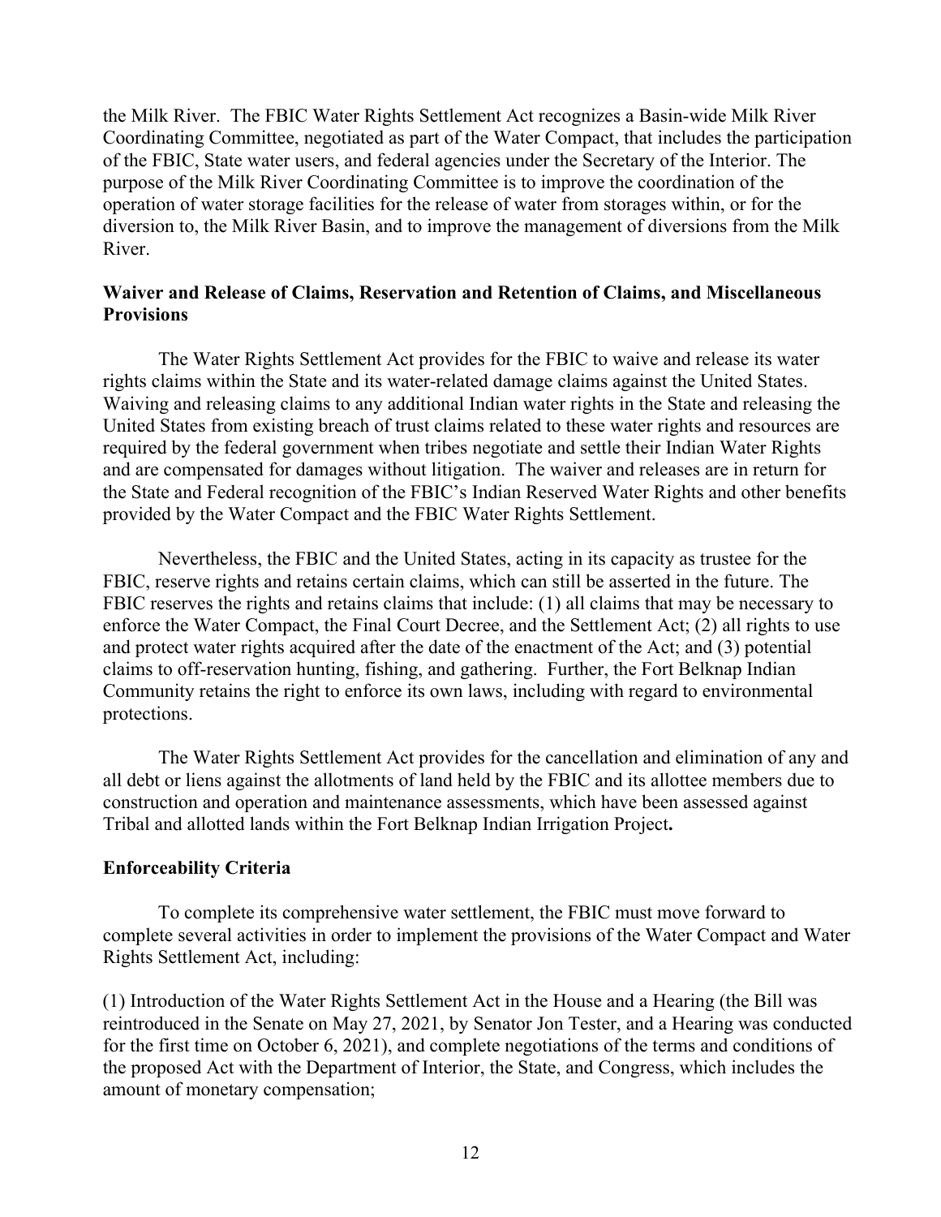the Milk River. The FBIC Water Rights Settlement Act recognizes a Basin-wide Milk River Coordinating Committee, negotiated as part of the Water Compact, that includes the participation of the FBIC, State water users, and federal agencies under the Secretary of the Interior. The purpose of the Milk River Coordinating Committee is to improve the coordination of the operation of water storage facilities for the release of water from storages within, or for the diversion to, the Milk River Basin, and to improve the management of diversions from the Milk River.

**Waiver and Release of Claims, Reservation and Retention of Claims, and Miscellaneous Provisions**

The Water Rights Settlement Act provides for the FBIC to waive and release its water rights claims within the State and its water-related damage claims against the United States. Waiving and releasing claims to any additional Indian water rights in the State and releasing the United States from existing breach of trust claims related to these water rights and resources are required by the federal government when tribes negotiate and settle their Indian Water Rights and are compensated for damages without litigation. The waiver and releases are in return for the State and Federal recognition of the FBIC's Indian Reserved Water Rights and other benefits provided by the Water Compact and the FBIC Water Rights Settlement.

Nevertheless, the FBIC and the United States, acting in its capacity as trustee for the FBIC, reserve rights and retains certain claims, which can still be asserted in the future. The FBIC reserves the rights and retains claims that include: (1) all claims that may be necessary to enforce the Water Compact, the Final Court Decree, and the Settlement Act; (2) all rights to use and protect water rights acquired after the date of the enactment of the Act; and (3) potential claims to off-reservation hunting, fishing, and gathering. Further, the Fort Belknap Indian Community retains the right to enforce its own laws, including with regard to environmental protections.

The Water Rights Settlement Act provides for the cancellation and elimination of any and all debt or liens against the allotments of land held by the FBIC and its allottee members due to construction and operation and maintenance assessments, which have been assessed against Tribal and allotted lands within the Fort Belknap Indian Irrigation Project**.**

**Enforceability Criteria**

To complete its comprehensive water settlement, the FBIC must move forward to complete several activities in order to implement the provisions of the Water Compact and Water Rights Settlement Act, including:

(1) Introduction of the Water Rights Settlement Act in the House and a Hearing (the Bill was reintroduced in the Senate on May 27, 2021, by Senator Jon Tester, and a Hearing was conducted for the first time on October 6, 2021), and complete negotiations of the terms and conditions of the proposed Act with the Department of Interior, the State, and Congress, which includes the amount of monetary compensation;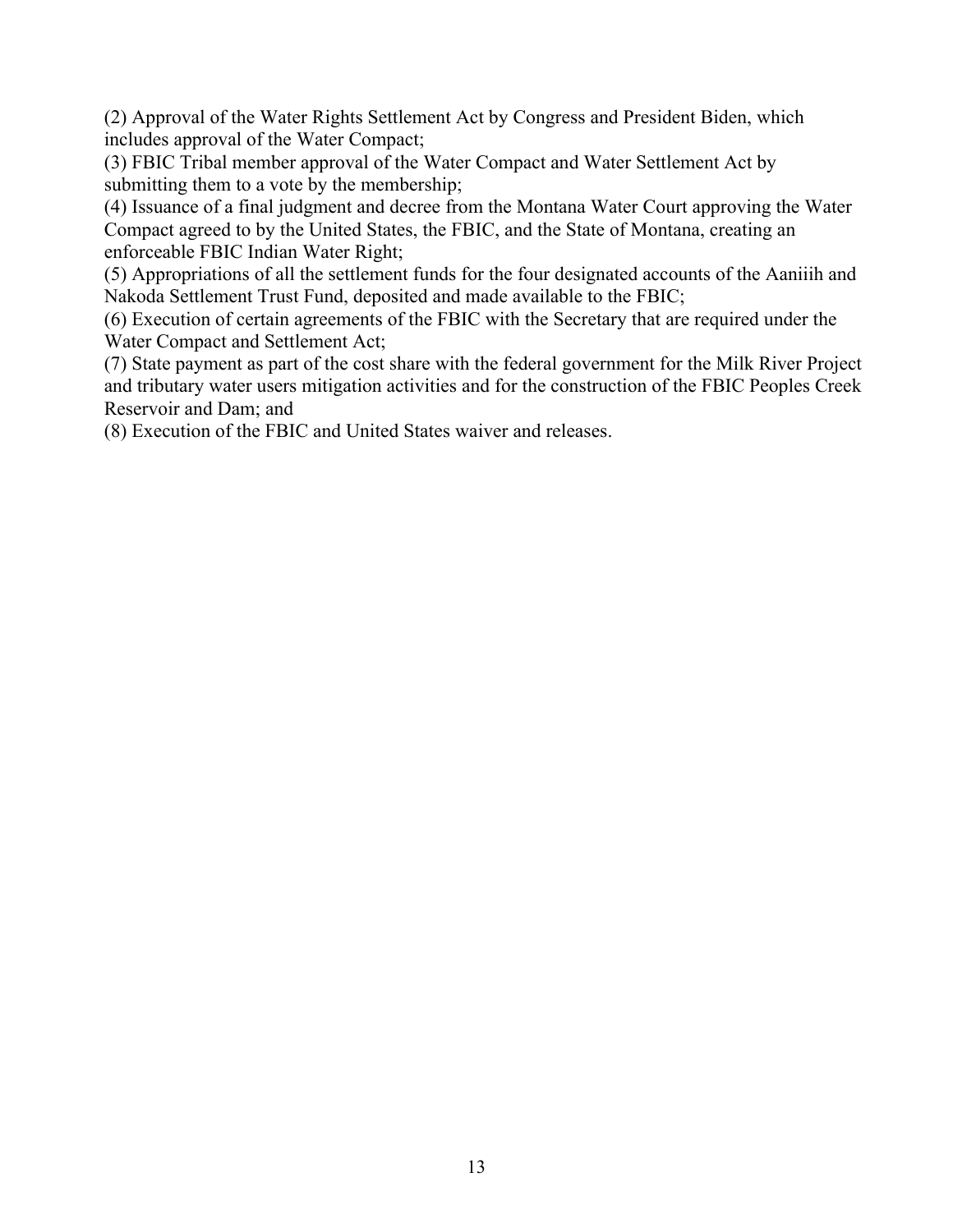(2) Approval of the Water Rights Settlement Act by Congress and President Biden, which includes approval of the Water Compact;
(3) FBIC Tribal member approval of the Water Compact and Water Settlement Act by submitting them to a vote by the membership;
(4) Issuance of a final judgment and decree from the Montana Water Court approving the Water Compact agreed to by the United States, the FBIC, and the State of Montana, creating an enforceable FBIC Indian Water Right;
(5) Appropriations of all the settlement funds for the four designated accounts of the Aaniiih and Nakoda Settlement Trust Fund, deposited and made available to the FBIC;
(6) Execution of certain agreements of the FBIC with the Secretary that are required under the Water Compact and Settlement Act;
(7) State payment as part of the cost share with the federal government for the Milk River Project and tributary water users mitigation activities and for the construction of the FBIC Peoples Creek Reservoir and Dam; and
(8) Execution of the FBIC and United States waiver and releases.